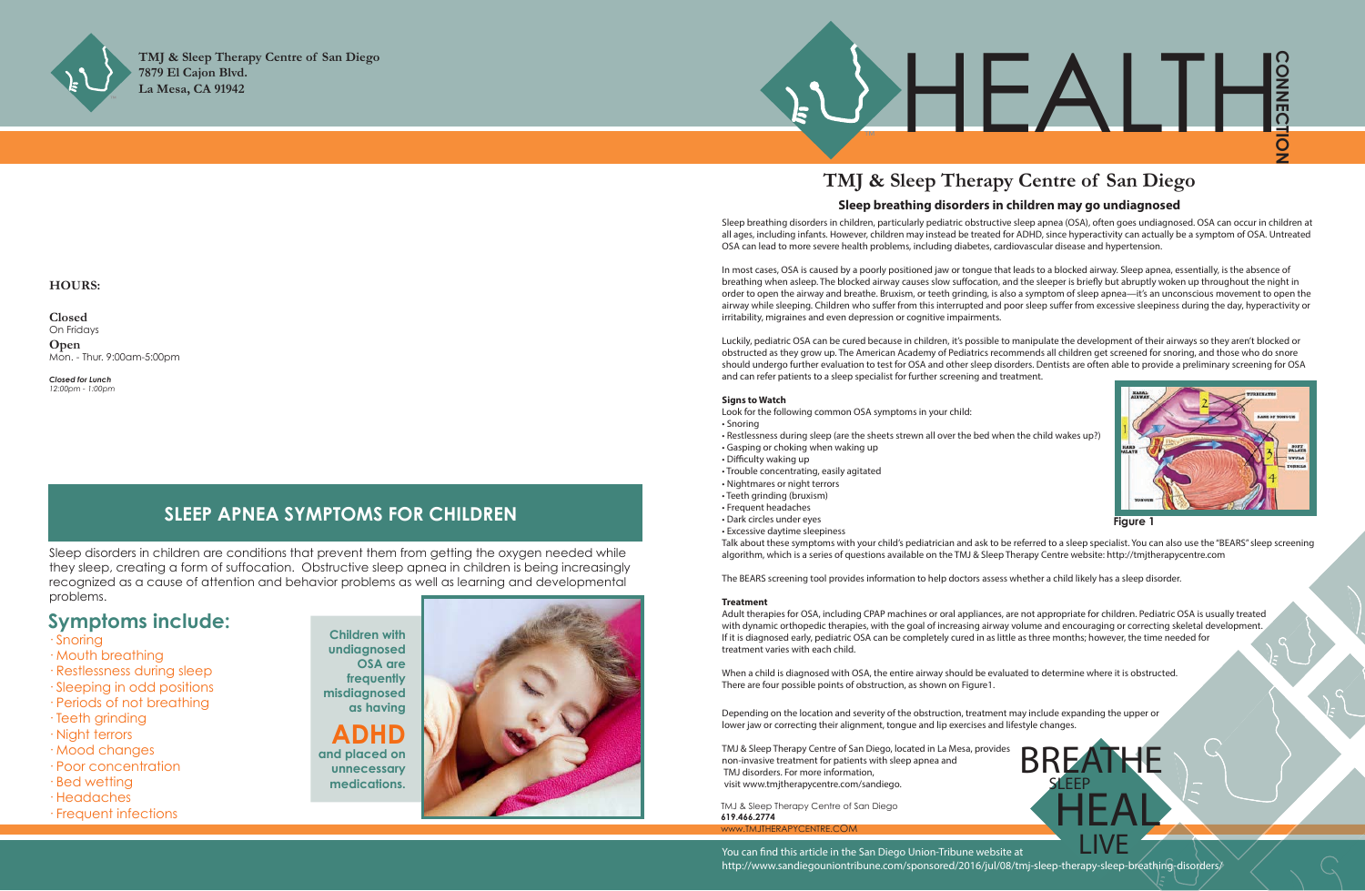**TMJ & Sleep Therapy Centre of San Diego**
**7879 El Cajon Blvd.**
**La Mesa, CA 91942**

**HOURS:**

**Closed**
On Fridays

**Open**
Mon. - Thur. 9:00am-5:00pm

***Closed for Lunch***
*12:00pm - 1:00pm*

## SLEEP APNEA SYMPTOMS FOR CHILDREN

Sleep disorders in children are conditions that prevent them from getting the oxygen needed while they sleep, creating a form of suffocation. Obstructive sleep apnea in children is being increasingly recognized as a cause of attention and behavior problems as well as learning and developmental problems.

## Symptoms include:

- Snoring
- Mouth breathing
- Restlessness during sleep
- Sleeping in odd positions
- Periods of not breathing
- Teeth grinding
- Night terrors
- Mood changes
- Poor concentration
- Bed wetting
- Headaches
- Frequent infections

**Children with undiagnosed OSA are frequently misdiagnosed as having ADHD and placed on unnecessary medications.**

# HEALTH CONNECTION

# TMJ & Sleep Therapy Centre of San Diego

### Sleep breathing disorders in children may go undiagnosed

Sleep breathing disorders in children, particularly pediatric obstructive sleep apnea (OSA), often goes undiagnosed. OSA can occur in children at all ages, including infants. However, children may instead be treated for ADHD, since hyperactivity can actually be a symptom of OSA. Untreated OSA can lead to more severe health problems, including diabetes, cardiovascular disease and hypertension.

In most cases, OSA is caused by a poorly positioned jaw or tongue that leads to a blocked airway. Sleep apnea, essentially, is the absence of breathing when asleep. The blocked airway causes slow suffocation, and the sleeper is briefly but abruptly woken up throughout the night in order to open the airway and breathe. Bruxism, or teeth grinding, is also a symptom of sleep apnea—it's an unconscious movement to open the airway while sleeping. Children who suffer from this interrupted and poor sleep suffer from excessive sleepiness during the day, hyperactivity or irritability, migraines and even depression or cognitive impairments.

Luckily, pediatric OSA can be cured because in children, it's possible to manipulate the development of their airways so they aren't blocked or obstructed as they grow up. The American Academy of Pediatrics recommends all children get screened for snoring, and those who do snore should undergo further evaluation to test for OSA and other sleep disorders. Dentists are often able to provide a preliminary screening for OSA and can refer patients to a sleep specialist for further screening and treatment.

**Signs to Watch**

Look for the following common OSA symptoms in your child:

- Snoring
- Restlessness during sleep (are the sheets strewn all over the bed when the child wakes up?)
- Gasping or choking when waking up
- Difficulty waking up
- Trouble concentrating, easily agitated
- Nightmares or night terrors
- Teeth grinding (bruxism)
- Frequent headaches
- Dark circles under eyes
- Excessive daytime sleepiness

Figure 1

Talk about these symptoms with your child's pediatrician and ask to be referred to a sleep specialist. You can also use the "BEARS" sleep screening algorithm, which is a series of questions available on the TMJ & Sleep Therapy Centre website: http://tmjtherapycentre.com

The BEARS screening tool provides information to help doctors assess whether a child likely has a sleep disorder.

**Treatment**

Adult therapies for OSA, including CPAP machines or oral appliances, are not appropriate for children. Pediatric OSA is usually treated with dynamic orthopedic therapies, with the goal of increasing airway volume and encouraging or correcting skeletal development. If it is diagnosed early, pediatric OSA can be completely cured in as little as three months; however, the time needed for treatment varies with each child.

When a child is diagnosed with OSA, the entire airway should be evaluated to determine where it is obstructed. There are four possible points of obstruction, as shown on Figure1.

Depending on the location and severity of the obstruction, treatment may include expanding the upper or lower jaw or correcting their alignment, tongue and lip exercises and lifestyle changes.

TMJ & Sleep Therapy Centre of San Diego, located in La Mesa, provides non-invasive treatment for patients with sleep apnea and TMJ disorders. For more information, visit www.tmjtherapycentre.com/sandiego.

TMJ & Sleep Therapy Centre of San Diego
**619.466.2774**
WWW.TMJTHERAPYCENTRE.COM

BREATHE SLEEP HEAL LIVE

You can find this article in the San Diego Union-Tribune website at http://www.sandiegouniontribune.com/sponsored/2016/jul/08/tmj-sleep-therapy-sleep-breathing-disorders/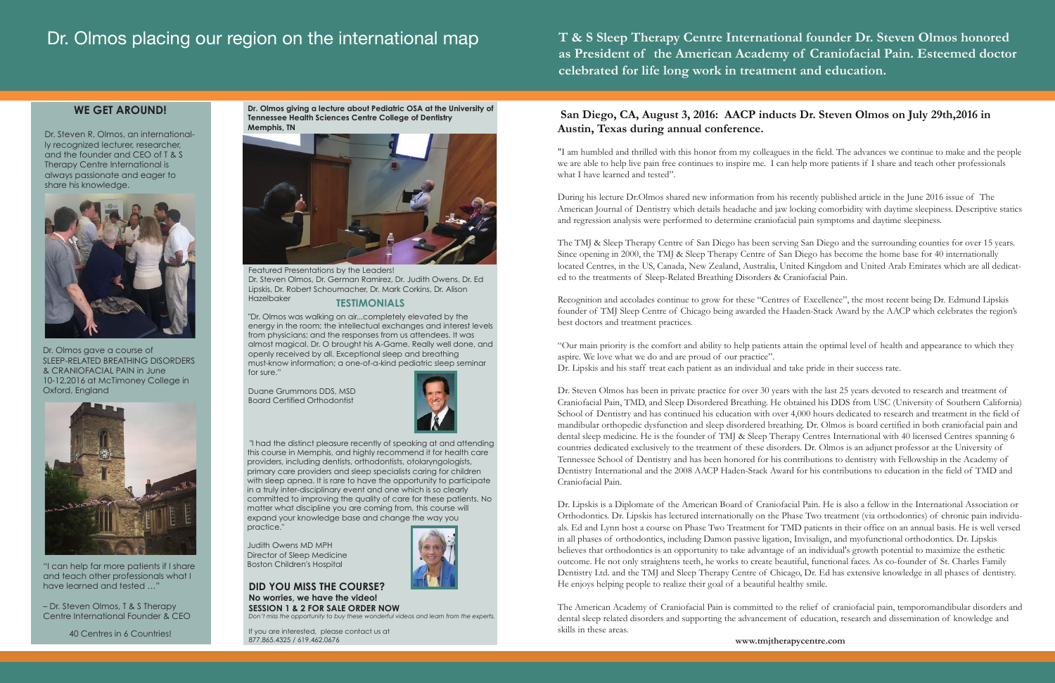# Dr. Olmos placing our region on the international map

**T & S Sleep Therapy Centre International founder Dr. Steven Olmos honored as President of the American Academy of Craniofacial Pain. Esteemed doctor celebrated for life long work in treatment and education.**

## WE GET AROUND!

Dr. Steven R. Olmos, an internationally recognized lecturer, researcher, and the founder and CEO of T & S Therapy Centre International is always passionate and eager to share his knowledge.

Dr. Olmos gave a course of SLEEP-RELATED BREATHING DISORDERS & CRANIOFACIAL PAIN in June 10-12,2016 at McTimoney College in Oxford, England

"I can help far more patients if I share and teach other professionals what I have learned and tested …"

– Dr. Steven Olmos, T & S Therapy Centre International Founder & CEO

40 Centres in 6 Countries!

**Dr. Olmos giving a lecture about Pediatric OSA at the University of Tennessee Health Sciences Centre College of Dentistry Memphis, TN**

Featured Presentations by the Leaders!
Dr. Steven Olmos, Dr. German Ramirez, Dr. Judith Owens, Dr. Ed Lipskis, Dr. Robert Schoumacher, Dr. Mark Corkins, Dr. Alison Hazelbaker

### TESTIMONIALS

"Dr. Olmos was walking on air...completely elevated by the energy in the room; the intellectual exchanges and interest levels from physicians; and the responses from us attendees. It was almost magical. Dr. O brought his A-Game. Really well done, and openly received by all. Exceptional sleep and breathing must-know information; a one-of-a-kind pediatric sleep seminar for sure."

Duane Grummons DDS, MSD
Board Certified Orthodontist

"I had the distinct pleasure recently of speaking at and attending this course in Memphis, and highly recommend it for health care providers, including dentists, orthodontists, otolaryngologists, primary care providers and sleep specialists caring for children with sleep apnea. It is rare to have the opportunity to participate in a truly inter-disciplinary event and one which is so clearly committed to improving the quality of care for these patients. No matter what discipline you are coming from, this course will expand your knowledge base and change the way you practice."

Judith Owens MD MPH
Director of Sleep Medicine
Boston Children's Hospital

### DID YOU MISS THE COURSE?

**No worries, we have the video!**
**SESSION 1 & 2 FOR SALE ORDER NOW**
*Don't miss the opportunity to buy these wonderful videos and learn from the experts.*

If you are interested, please contact us at 877.865.4325 / 619.462.0676

## San Diego, CA, August 3, 2016: AACP inducts Dr. Steven Olmos on July 29th,2016 in Austin, Texas during annual conference.

"I am humbled and thrilled with this honor from my colleagues in the field. The advances we continue to make and the people we are able to help live pain free continues to inspire me. I can help more patients if I share and teach other professionals what I have learned and tested".

During his lecture Dr.Olmos shared new information from his recently published article in the June 2016 issue of The American Journal of Dentistry which details headache and jaw locking comorbidity with daytime sleepiness. Descriptive statics and regression analysis were performed to determine craniofacial pain symptoms and daytime sleepiness.

The TMJ & Sleep Therapy Centre of San Diego has been serving San Diego and the surrounding counties for over 15 years. Since opening in 2000, the TMJ & Sleep Therapy Centre of San Diego has become the home base for 40 internationally located Centres, in the US, Canada, New Zealand, Australia, United Kingdom and United Arab Emirates which are all dedicated to the treatments of Sleep-Related Breathing Disorders & Craniofacial Pain.

Recognition and accolades continue to grow for these "Centres of Excellence", the most recent being Dr. Edmund Lipskis founder of TMJ Sleep Centre of Chicago being awarded the Haaden-Stack Award by the AACP which celebrates the region's best doctors and treatment practices.

"Our main priority is the comfort and ability to help patients attain the optimal level of health and appearance to which they aspire. We love what we do and are proud of our practice".
Dr. Lipskis and his staff treat each patient as an individual and take pride in their success rate.

Dr. Steven Olmos has been in private practice for over 30 years with the last 25 years devoted to research and treatment of Craniofacial Pain, TMD, and Sleep Disordered Breathing. He obtained his DDS from USC (University of Southern California) School of Dentistry and has continued his education with over 4,000 hours dedicated to research and treatment in the field of mandibular orthopedic dysfunction and sleep disordered breathing. Dr. Olmos is board certified in both craniofacial pain and dental sleep medicine. He is the founder of TMJ & Sleep Therapy Centres International with 40 licensed Centres spanning 6 countries dedicated exclusively to the treatment of these disorders. Dr. Olmos is an adjunct professor at the University of Tennessee School of Dentistry and has been honored for his contributions to dentistry with Fellowship in the Academy of Dentistry International and the 2008 AACP Haden-Stack Award for his contributions to education in the field of TMD and Craniofacial Pain.

Dr. Lipskis is a Diplomate of the American Board of Craniofacial Pain. He is also a fellow in the International Association or Orthodontics. Dr. Lipskis has lectured internationally on the Phase Two treatment (via orthodontics) of chronic pain individuals. Ed and Lynn host a course on Phase Two Treatment for TMD patients in their office on an annual basis. He is well versed in all phases of orthodontics, including Damon passive ligation, Invisalign, and myofunctional orthodontics. Dr. Lipskis believes that orthodontics is an opportunity to take advantage of an individual's growth potential to maximize the esthetic outcome. He not only straightens teeth, he works to create beautiful, functional faces. As co-founder of St. Charles Family Dentistry Ltd. and the TMJ and Sleep Therapy Centre of Chicago, Dr. Ed has extensive knowledge in all phases of dentistry. He enjoys helping people to realize their goal of a beautiful healthy smile.

The American Academy of Craniofacial Pain is committed to the relief of craniofacial pain, temporomandibular disorders and dental sleep related disorders and supporting the advancement of education, research and dissemination of knowledge and skills in these areas.

**www.tmjtherapycentre.com**